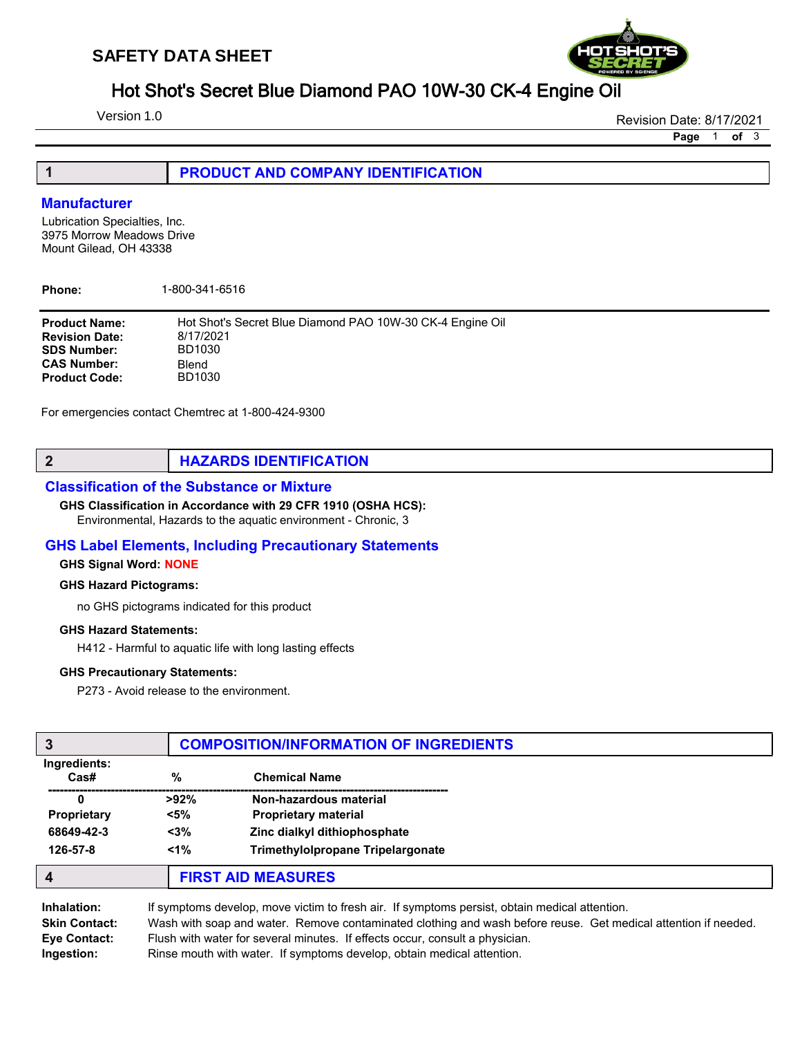# SAFETY DATA SHEET

## Hot Shot's Secret Blue Diamond PAO 10W-30 CK-4 Engine Oil

Version 1.0

Revision Date: 8/17/2021

## 1 PRODUCT AND COMPANY IDENTIFICATION

### Manufacturer

Lubrication Specialties, Inc.
3975 Morrow Meadows Drive
Mount Gilead, OH 43338

**Phone:** 1-800-341-6516

**Product Name:** Hot Shot's Secret Blue Diamond PAO 10W-30 CK-4 Engine Oil
**Revision Date:** 8/17/2021
**SDS Number:** BD1030
**CAS Number:** Blend
**Product Code:** BD1030

For emergencies contact Chemtrec at 1-800-424-9300

## 2 HAZARDS IDENTIFICATION

### Classification of the Substance or Mixture

**GHS Classification in Accordance with 29 CFR 1910 (OSHA HCS):**

Environmental, Hazards to the aquatic environment - Chronic, 3

### GHS Label Elements, Including Precautionary Statements

**GHS Signal Word:** NONE

**GHS Hazard Pictograms:**

no GHS pictograms indicated for this product

**GHS Hazard Statements:**

H412 - Harmful to aquatic life with long lasting effects

**GHS Precautionary Statements:**

P273 - Avoid release to the environment.

## 3 COMPOSITION/INFORMATION OF INGREDIENTS

**Ingredients:**

| Cas# | % | Chemical Name |
|---|---|---|
| 0 | >92% | Non-hazardous material |
| Proprietary | <5% | Proprietary material |
| 68649-42-3 | <3% | Zinc dialkyl dithiophosphate |
| 126-57-8 | <1% | Trimethylolpropane Tripelargonate |

## 4 FIRST AID MEASURES

**Inhalation:** If symptoms develop, move victim to fresh air. If symptoms persist, obtain medical attention.
**Skin Contact:** Wash with soap and water. Remove contaminated clothing and wash before reuse. Get medical attention if needed.
**Eye Contact:** Flush with water for several minutes. If effects occur, consult a physician.
**Ingestion:** Rinse mouth with water. If symptoms develop, obtain medical attention.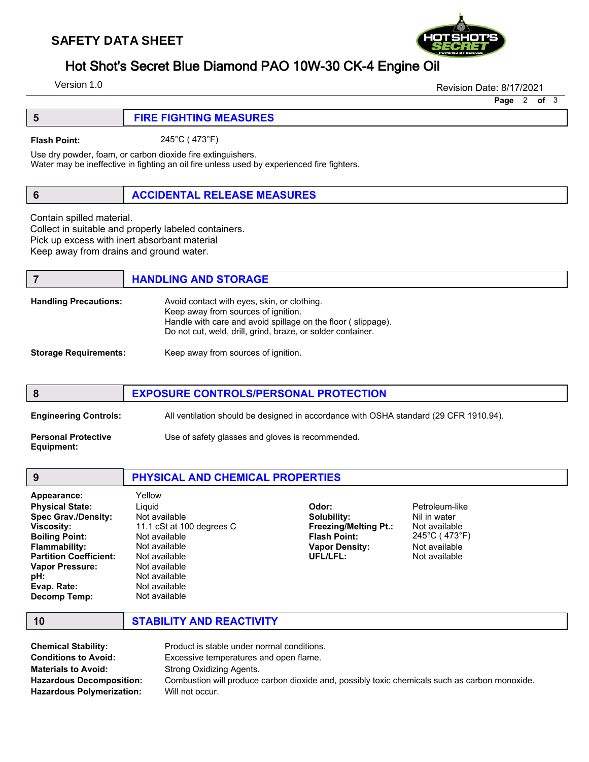## 5 FIRE FIGHTING MEASURES

**Flash Point:** 245°C ( 473°F)

Use dry powder, foam, or carbon dioxide fire extinguishers.
Water may be ineffective in fighting an oil fire unless used by experienced fire fighters.

## 6 ACCIDENTAL RELEASE MEASURES

Contain spilled material.
Collect in suitable and properly labeled containers.
Pick up excess with inert absorbant material
Keep away from drains and ground water.

## 7 HANDLING AND STORAGE

**Handling Precautions:** Avoid contact with eyes, skin, or clothing.
Keep away from sources of ignition.
Handle with care and avoid spillage on the floor ( slippage).
Do not cut, weld, drill, grind, braze, or solder container.

**Storage Requirements:** Keep away from sources of ignition.

## 8 EXPOSURE CONTROLS/PERSONAL PROTECTION

**Engineering Controls:** All ventilation should be designed in accordance with OSHA standard (29 CFR 1910.94).

**Personal Protective Equipment:** Use of safety glasses and gloves is recommended.

## 9 PHYSICAL AND CHEMICAL PROPERTIES

**Appearance:** Yellow
**Physical State:** Liquid
**Spec Grav./Density:** Not available
**Viscosity:** 11.1 cSt at 100 degrees C
**Boiling Point:** Not available
**Flammability:** Not available
**Partition Coefficient:** Not available
**Vapor Pressure:** Not available
**pH:** Not available
**Evap. Rate:** Not available
**Decomp Temp:** Not available

**Odor:** Petroleum-like
**Solubility:** Nil in water
**Freezing/Melting Pt.:** Not available
**Flash Point:** 245°C ( 473°F)
**Vapor Density:** Not available
**UFL/LFL:** Not available

## 10 STABILITY AND REACTIVITY

**Chemical Stability:** Product is stable under normal conditions.
**Conditions to Avoid:** Excessive temperatures and open flame.
**Materials to Avoid:** Strong Oxidizing Agents.
**Hazardous Decomposition:** Combustion will produce carbon dioxide and, possibly toxic chemicals such as carbon monoxide.
**Hazardous Polymerization:** Will not occur.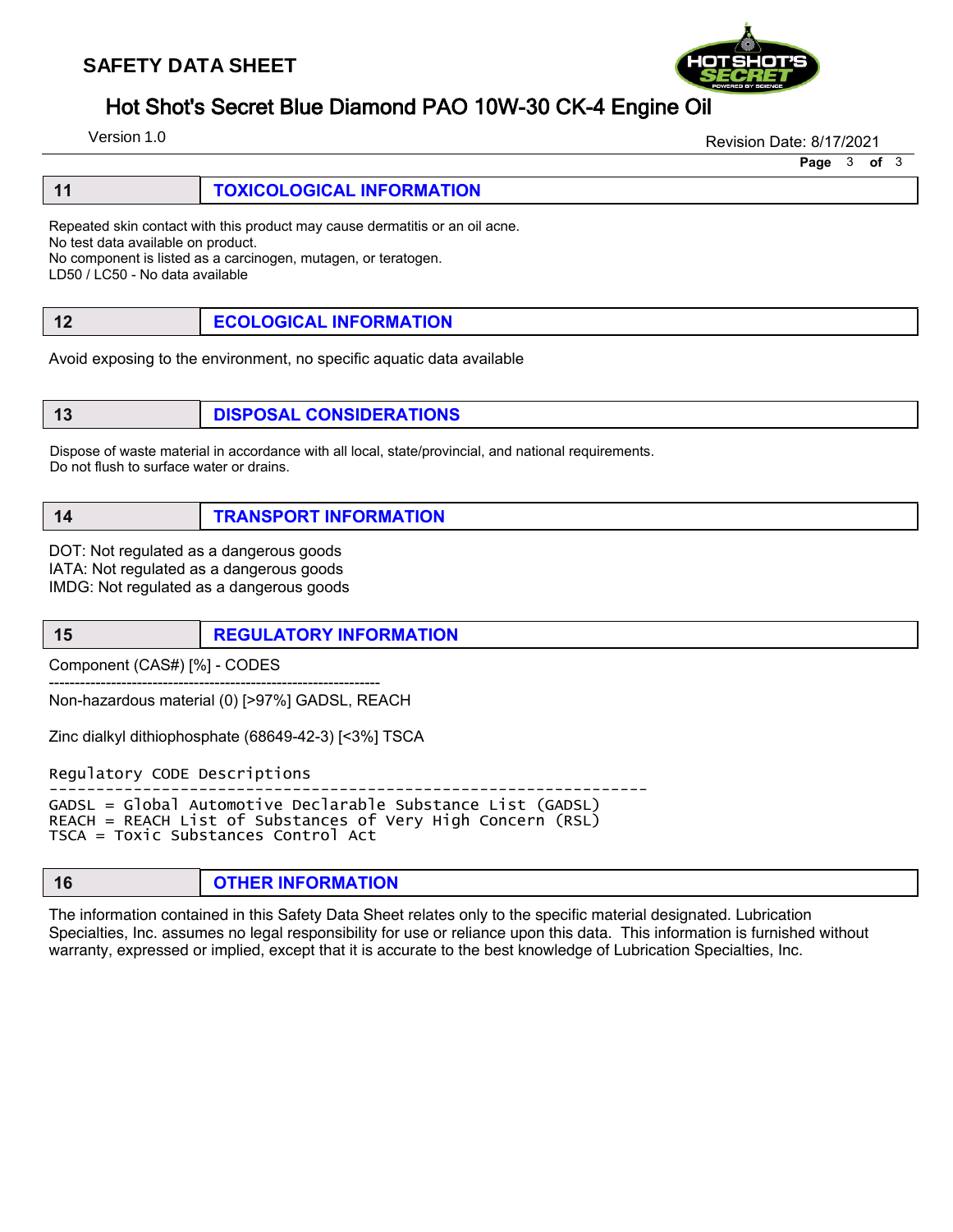## 11 TOXICOLOGICAL INFORMATION

Repeated skin contact with this product may cause dermatitis or an oil acne.
No test data available on product.
No component is listed as a carcinogen, mutagen, or teratogen.
LD50 / LC50 - No data available

## 12 ECOLOGICAL INFORMATION

Avoid exposing to the environment, no specific aquatic data available

## 13 DISPOSAL CONSIDERATIONS

Dispose of waste material in accordance with all local, state/provincial, and national requirements.
Do not flush to surface water or drains.

## 14 TRANSPORT INFORMATION

DOT: Not regulated as a dangerous goods
IATA: Not regulated as a dangerous goods
IMDG: Not regulated as a dangerous goods

## 15 REGULATORY INFORMATION

Component (CAS#) [%] - CODES
----------------------------------------------------------------
Non-hazardous material (0) [>97%] GADSL, REACH

Zinc dialkyl dithiophosphate (68649-42-3) [<3%] TSCA

```
Regulatory CODE Descriptions
----------------------------------------------------------------
GADSL = Global Automotive Declarable Substance List (GADSL)
REACH = REACH List of Substances of Very High Concern (RSL)
TSCA = Toxic Substances Control Act
```

## 16 OTHER INFORMATION

The information contained in this Safety Data Sheet relates only to the specific material designated. Lubrication Specialties, Inc. assumes no legal responsibility for use or reliance upon this data. This information is furnished without warranty, expressed or implied, except that it is accurate to the best knowledge of Lubrication Specialties, Inc.